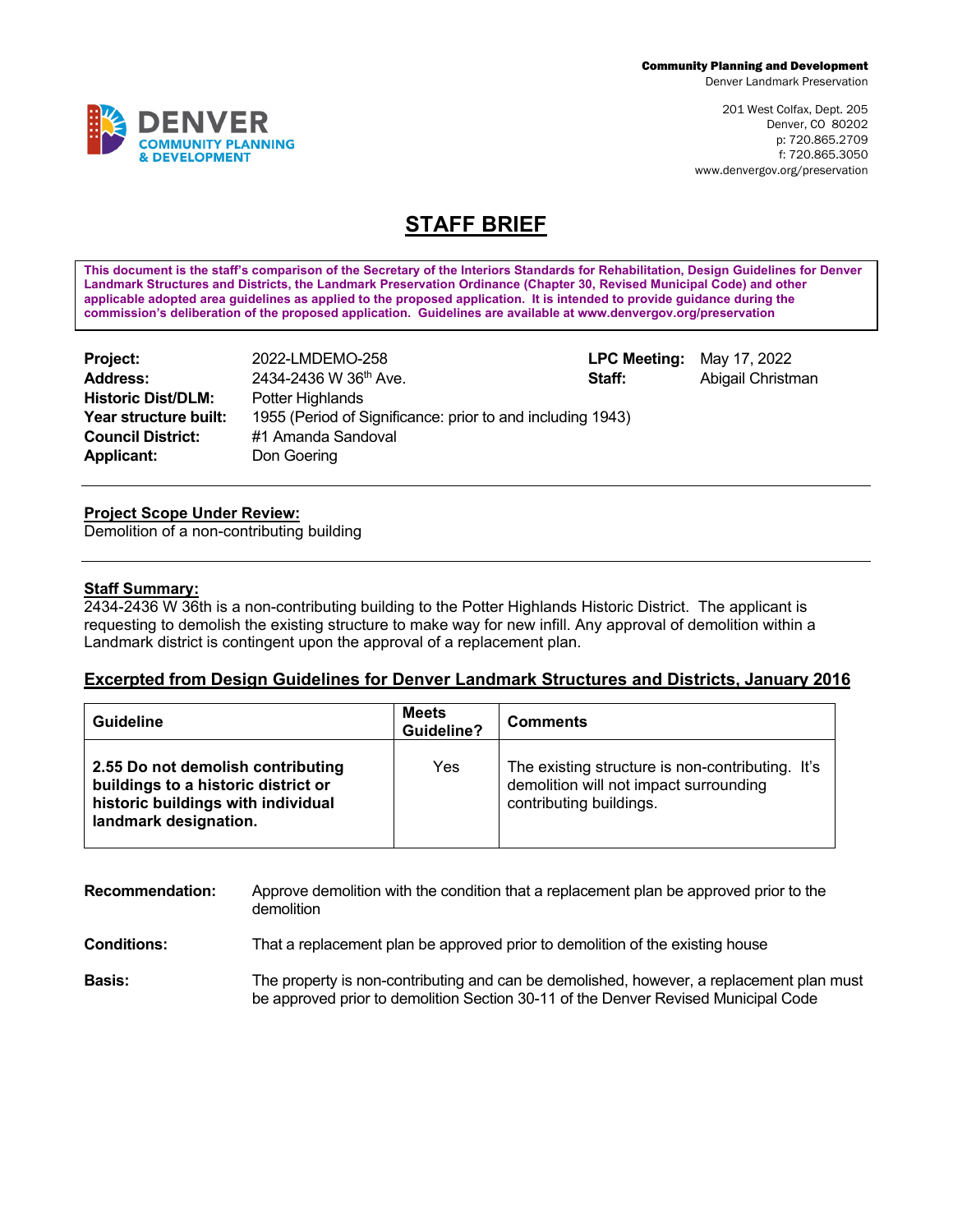Community Planning and Development
Denver Landmark Preservation

201 West Colfax, Dept. 205
Denver, CO 80202
p: 720.865.2709
f: 720.865.3050
www.denvergov.org/preservation

DENVER COMMUNITY PLANNING & DEVELOPMENT

# STAFF BRIEF

**This document is the staff's comparison of the Secretary of the Interiors Standards for Rehabilitation, Design Guidelines for Denver Landmark Structures and Districts, the Landmark Preservation Ordinance (Chapter 30, Revised Municipal Code) and other applicable adopted area guidelines as applied to the proposed application. It is intended to provide guidance during the commission's deliberation of the proposed application. Guidelines are available at www.denvergov.org/preservation**

**Project:** 2022-LMDEMO-258
**Address:** 2434-2436 W 36th Ave.
**Historic Dist/DLM:** Potter Highlands
**Year structure built:** 1955 (Period of Significance: prior to and including 1943)
**Council District:** #1 Amanda Sandoval
**Applicant:** Don Goering
**LPC Meeting:** May 17, 2022
**Staff:** Abigail Christman

---

**Project Scope Under Review:**
Demolition of a non-contributing building

---

**Staff Summary:**
2434-2436 W 36th is a non-contributing building to the Potter Highlands Historic District. The applicant is requesting to demolish the existing structure to make way for new infill. Any approval of demolition within a Landmark district is contingent upon the approval of a replacement plan.

**Excerpted from Design Guidelines for Denver Landmark Structures and Districts, January 2016**

| Guideline | Meets Guideline? | Comments |
| --- | --- | --- |
| **2.55 Do not demolish contributing buildings to a historic district or historic buildings with individual landmark designation.** | Yes | The existing structure is non-contributing. It's demolition will not impact surrounding contributing buildings. |

**Recommendation:** Approve demolition with the condition that a replacement plan be approved prior to the demolition

**Conditions:** That a replacement plan be approved prior to demolition of the existing house

**Basis:** The property is non-contributing and can be demolished, however, a replacement plan must be approved prior to demolition Section 30-11 of the Denver Revised Municipal Code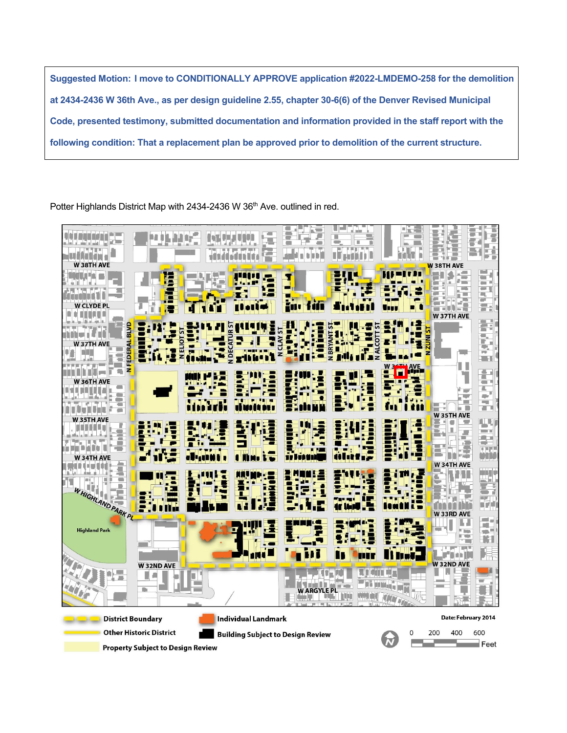**Suggested Motion: I move to CONDITIONALLY APPROVE application #2022-LMDEMO-258 for the demolition at 2434-2436 W 36th Ave., as per design guideline 2.55, chapter 30-6(6) of the Denver Revised Municipal Code, presented testimony, submitted documentation and information provided in the staff report with the following condition: That a replacement plan be approved prior to demolition of the current structure.**

Potter Highlands District Map with 2434-2436 W 36th Ave. outlined in red.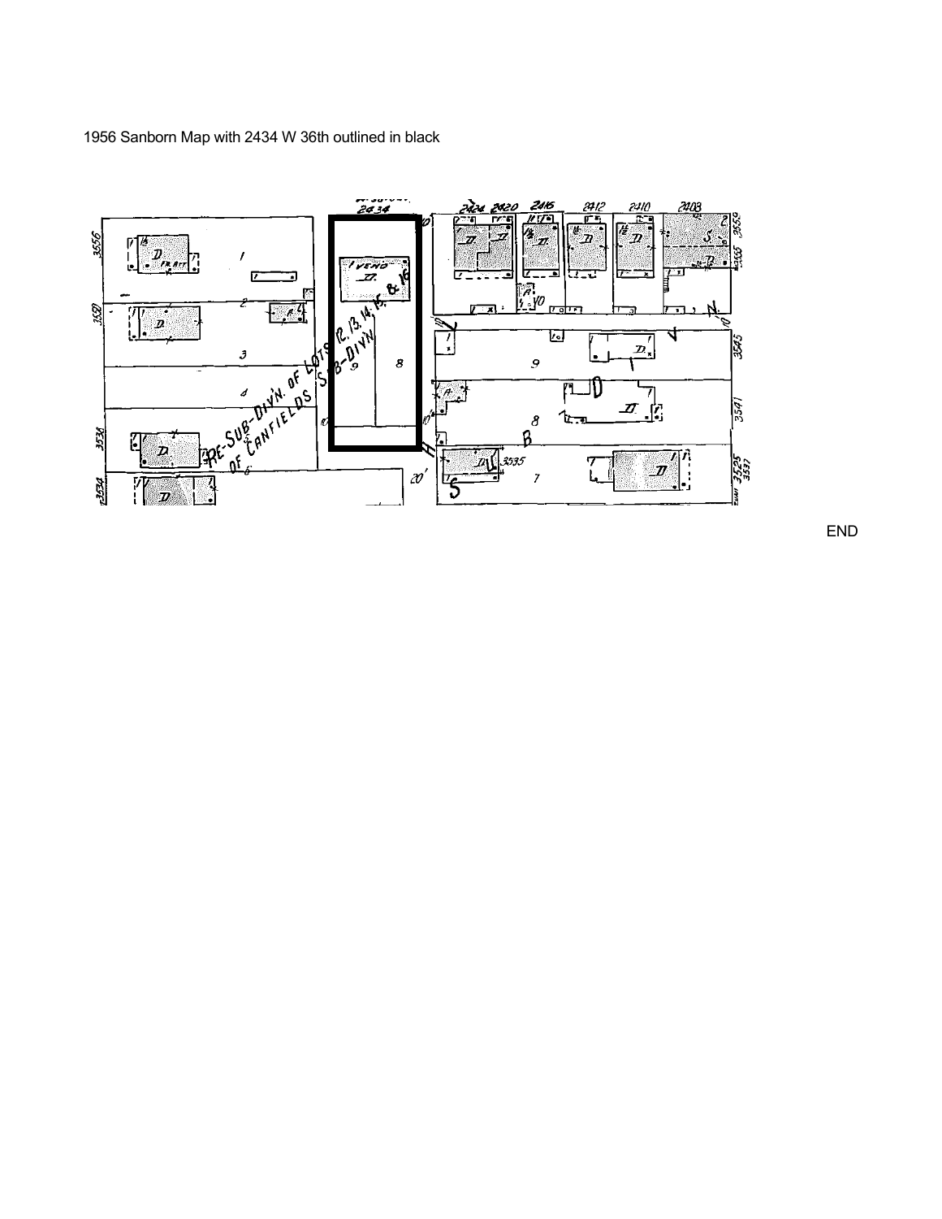1956 Sanborn Map with 2434 W 36th outlined in black

END